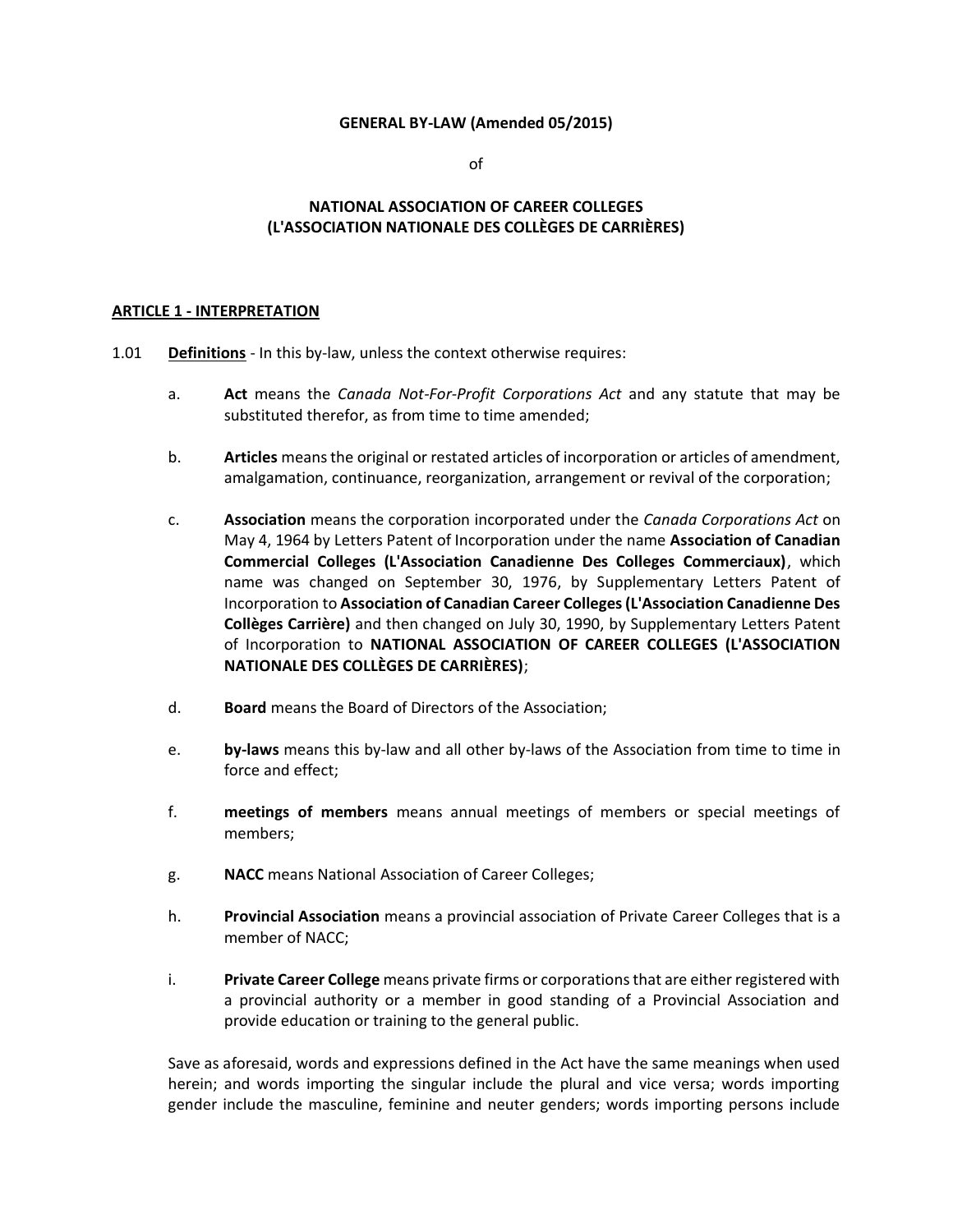**GENERAL BY-LAW (Amended 05/2015)**

of

**NATIONAL ASSOCIATION OF CAREER COLLEGES**
**(L'ASSOCIATION NATIONALE DES COLLÈGES DE CARRIÈRES)**

## ARTICLE 1 - INTERPRETATION

1.01 **Definitions** - In this by-law, unless the context otherwise requires:

a. **Act** means the *Canada Not-For-Profit Corporations Act* and any statute that may be substituted therefor, as from time to time amended;

b. **Articles** means the original or restated articles of incorporation or articles of amendment, amalgamation, continuance, reorganization, arrangement or revival of the corporation;

c. **Association** means the corporation incorporated under the *Canada Corporations Act* on May 4, 1964 by Letters Patent of Incorporation under the name **Association of Canadian Commercial Colleges (L'Association Canadienne Des Colleges Commerciaux)**, which name was changed on September 30, 1976, by Supplementary Letters Patent of Incorporation to **Association of Canadian Career Colleges (L'Association Canadienne Des Collèges Carrière)** and then changed on July 30, 1990, by Supplementary Letters Patent of Incorporation to **NATIONAL ASSOCIATION OF CAREER COLLEGES (L'ASSOCIATION NATIONALE DES COLLÈGES DE CARRIÈRES)**;

d. **Board** means the Board of Directors of the Association;

e. **by-laws** means this by-law and all other by-laws of the Association from time to time in force and effect;

f. **meetings of members** means annual meetings of members or special meetings of members;

g. **NACC** means National Association of Career Colleges;

h. **Provincial Association** means a provincial association of Private Career Colleges that is a member of NACC;

i. **Private Career College** means private firms or corporations that are either registered with a provincial authority or a member in good standing of a Provincial Association and provide education or training to the general public.

Save as aforesaid, words and expressions defined in the Act have the same meanings when used herein; and words importing the singular include the plural and vice versa; words importing gender include the masculine, feminine and neuter genders; words importing persons include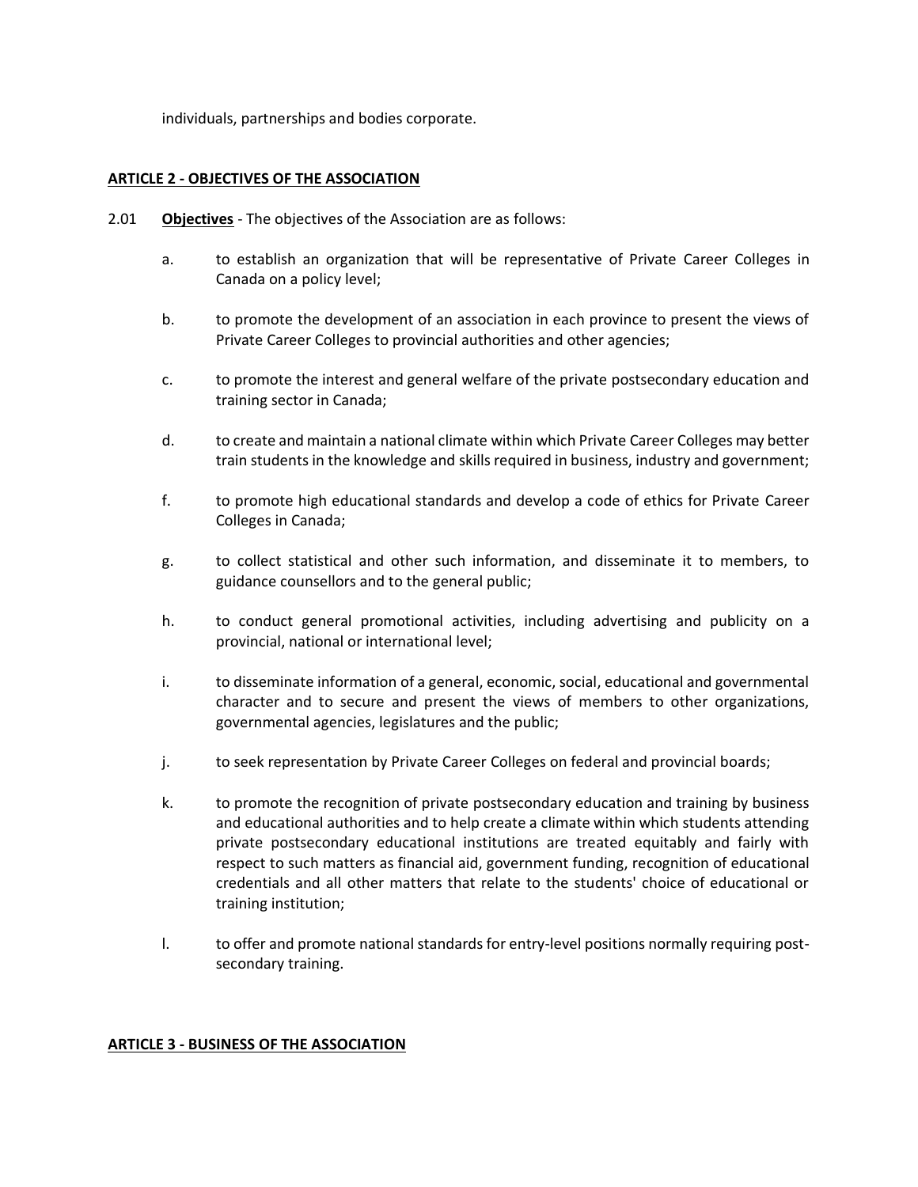individuals, partnerships and bodies corporate.

**ARTICLE 2 - OBJECTIVES OF THE ASSOCIATION**

2.01 **Objectives** - The objectives of the Association are as follows:

a. to establish an organization that will be representative of Private Career Colleges in Canada on a policy level;

b. to promote the development of an association in each province to present the views of Private Career Colleges to provincial authorities and other agencies;

c. to promote the interest and general welfare of the private postsecondary education and training sector in Canada;

d. to create and maintain a national climate within which Private Career Colleges may better train students in the knowledge and skills required in business, industry and government;

f. to promote high educational standards and develop a code of ethics for Private Career Colleges in Canada;

g. to collect statistical and other such information, and disseminate it to members, to guidance counsellors and to the general public;

h. to conduct general promotional activities, including advertising and publicity on a provincial, national or international level;

i. to disseminate information of a general, economic, social, educational and governmental character and to secure and present the views of members to other organizations, governmental agencies, legislatures and the public;

j. to seek representation by Private Career Colleges on federal and provincial boards;

k. to promote the recognition of private postsecondary education and training by business and educational authorities and to help create a climate within which students attending private postsecondary educational institutions are treated equitably and fairly with respect to such matters as financial aid, government funding, recognition of educational credentials and all other matters that relate to the students' choice of educational or training institution;

l. to offer and promote national standards for entry-level positions normally requiring post-secondary training.

**ARTICLE 3 - BUSINESS OF THE ASSOCIATION**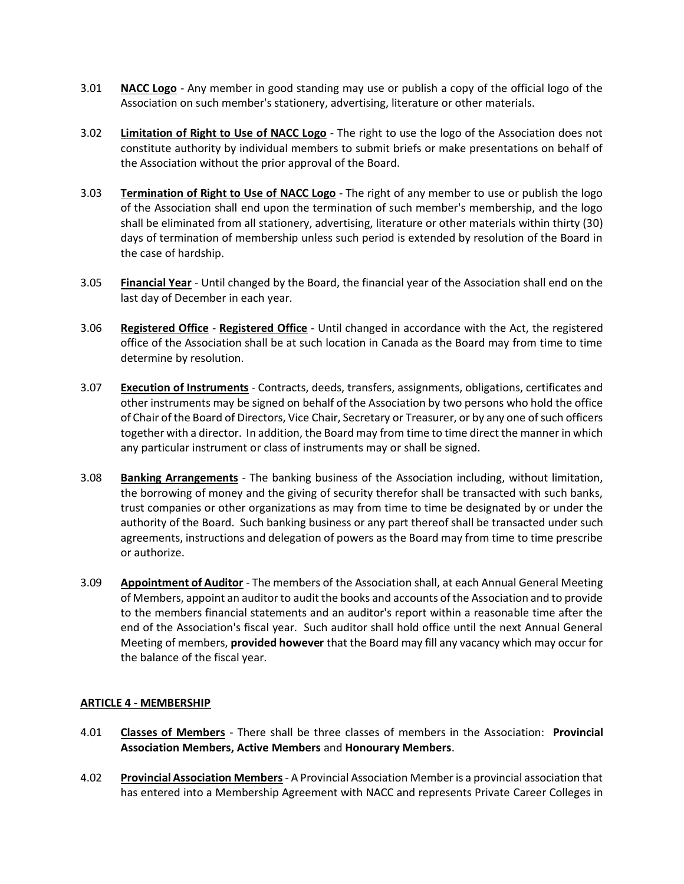3.01 **NACC Logo** - Any member in good standing may use or publish a copy of the official logo of the Association on such member's stationery, advertising, literature or other materials.

3.02 **Limitation of Right to Use of NACC Logo** - The right to use the logo of the Association does not constitute authority by individual members to submit briefs or make presentations on behalf of the Association without the prior approval of the Board.

3.03 **Termination of Right to Use of NACC Logo** - The right of any member to use or publish the logo of the Association shall end upon the termination of such member's membership, and the logo shall be eliminated from all stationery, advertising, literature or other materials within thirty (30) days of termination of membership unless such period is extended by resolution of the Board in the case of hardship.

3.05 **Financial Year** - Until changed by the Board, the financial year of the Association shall end on the last day of December in each year.

3.06 **Registered Office** - **Registered Office** - Until changed in accordance with the Act, the registered office of the Association shall be at such location in Canada as the Board may from time to time determine by resolution.

3.07 **Execution of Instruments** - Contracts, deeds, transfers, assignments, obligations, certificates and other instruments may be signed on behalf of the Association by two persons who hold the office of Chair of the Board of Directors, Vice Chair, Secretary or Treasurer, or by any one of such officers together with a director. In addition, the Board may from time to time direct the manner in which any particular instrument or class of instruments may or shall be signed.

3.08 **Banking Arrangements** - The banking business of the Association including, without limitation, the borrowing of money and the giving of security therefor shall be transacted with such banks, trust companies or other organizations as may from time to time be designated by or under the authority of the Board. Such banking business or any part thereof shall be transacted under such agreements, instructions and delegation of powers as the Board may from time to time prescribe or authorize.

3.09 **Appointment of Auditor** - The members of the Association shall, at each Annual General Meeting of Members, appoint an auditor to audit the books and accounts of the Association and to provide to the members financial statements and an auditor's report within a reasonable time after the end of the Association's fiscal year. Such auditor shall hold office until the next Annual General Meeting of members, **provided however** that the Board may fill any vacancy which may occur for the balance of the fiscal year.

## ARTICLE 4 - MEMBERSHIP

4.01 **Classes of Members** - There shall be three classes of members in the Association: **Provincial Association Members, Active Members** and **Honourary Members**.

4.02 **Provincial Association Members** - A Provincial Association Member is a provincial association that has entered into a Membership Agreement with NACC and represents Private Career Colleges in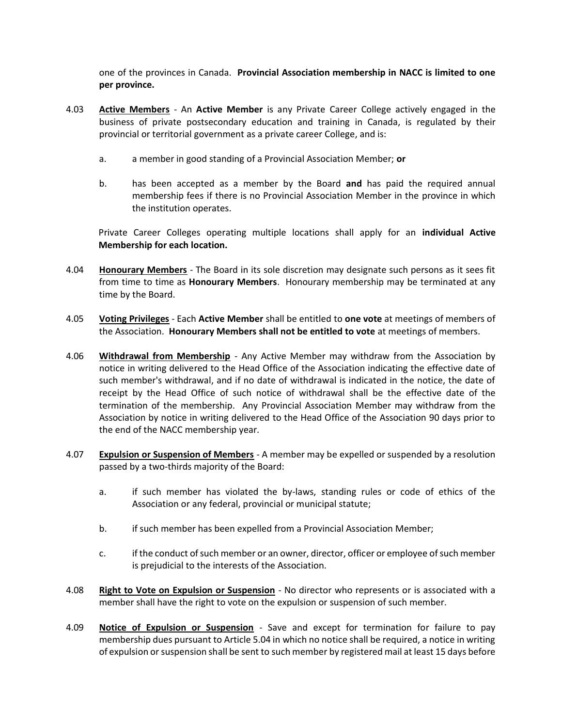one of the provinces in Canada. **Provincial Association membership in NACC is limited to one per province.**

4.03 **<u>Active Members</u>** - An **Active Member** is any Private Career College actively engaged in the business of private postsecondary education and training in Canada, is regulated by their provincial or territorial government as a private career College, and is:

a. a member in good standing of a Provincial Association Member; **or**

b. has been accepted as a member by the Board **and** has paid the required annual membership fees if there is no Provincial Association Member in the province in which the institution operates.

Private Career Colleges operating multiple locations shall apply for an **individual Active Membership for each location.**

4.04 **<u>Honourary Members</u>** - The Board in its sole discretion may designate such persons as it sees fit from time to time as **Honourary Members**. Honourary membership may be terminated at any time by the Board.

4.05 **<u>Voting Privileges</u>** - Each **Active Member** shall be entitled to **one vote** at meetings of members of the Association. **Honourary Members shall not be entitled to vote** at meetings of members.

4.06 **<u>Withdrawal from Membership</u>** - Any Active Member may withdraw from the Association by notice in writing delivered to the Head Office of the Association indicating the effective date of such member's withdrawal, and if no date of withdrawal is indicated in the notice, the date of receipt by the Head Office of such notice of withdrawal shall be the effective date of the termination of the membership. Any Provincial Association Member may withdraw from the Association by notice in writing delivered to the Head Office of the Association 90 days prior to the end of the NACC membership year.

4.07 **<u>Expulsion or Suspension of Members</u>** - A member may be expelled or suspended by a resolution passed by a two-thirds majority of the Board:

a. if such member has violated the by-laws, standing rules or code of ethics of the Association or any federal, provincial or municipal statute;

b. if such member has been expelled from a Provincial Association Member;

c. if the conduct of such member or an owner, director, officer or employee of such member is prejudicial to the interests of the Association.

4.08 **<u>Right to Vote on Expulsion or Suspension</u>** - No director who represents or is associated with a member shall have the right to vote on the expulsion or suspension of such member.

4.09 **<u>Notice of Expulsion or Suspension</u>** - Save and except for termination for failure to pay membership dues pursuant to Article 5.04 in which no notice shall be required, a notice in writing of expulsion or suspension shall be sent to such member by registered mail at least 15 days before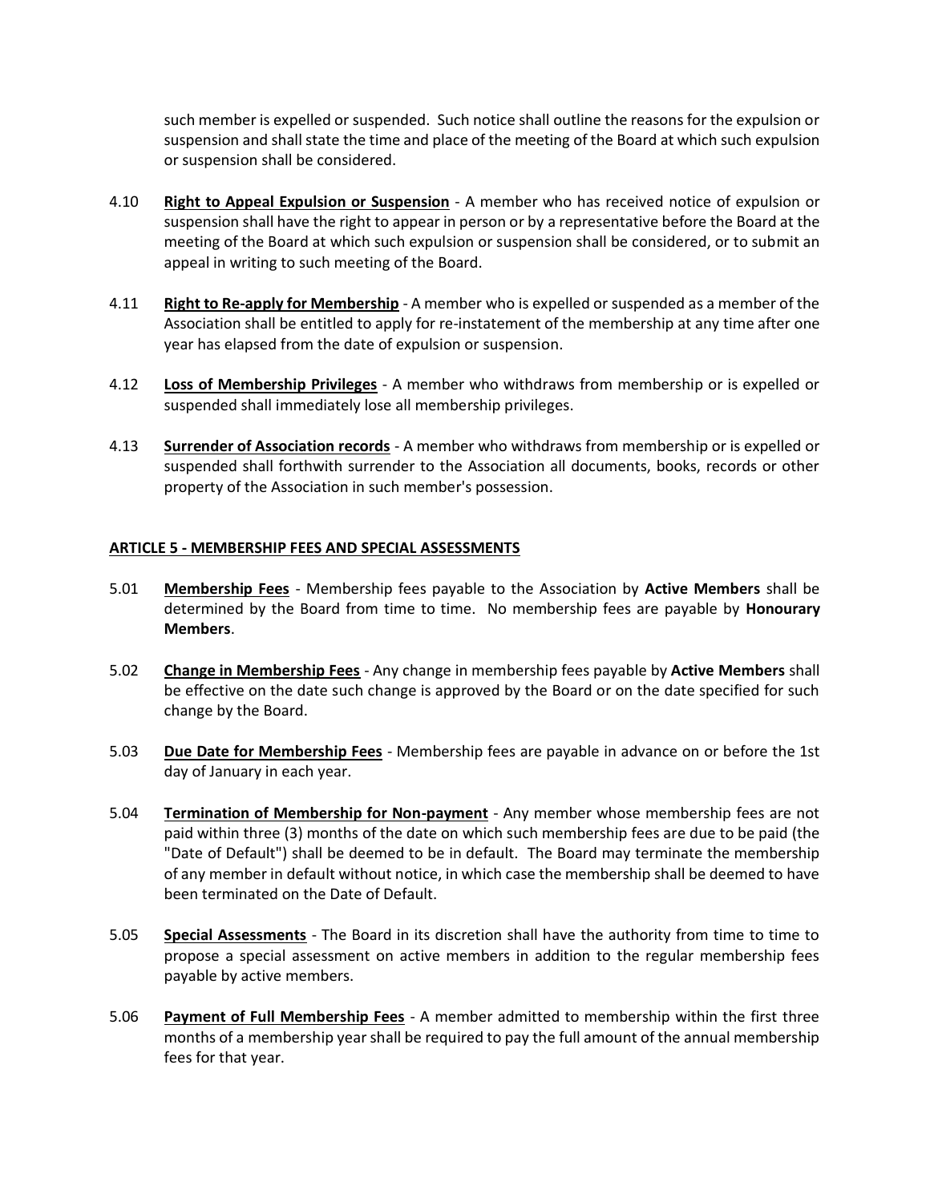such member is expelled or suspended. Such notice shall outline the reasons for the expulsion or suspension and shall state the time and place of the meeting of the Board at which such expulsion or suspension shall be considered.

4.10 **Right to Appeal Expulsion or Suspension** - A member who has received notice of expulsion or suspension shall have the right to appear in person or by a representative before the Board at the meeting of the Board at which such expulsion or suspension shall be considered, or to submit an appeal in writing to such meeting of the Board.

4.11 **Right to Re-apply for Membership** - A member who is expelled or suspended as a member of the Association shall be entitled to apply for re-instatement of the membership at any time after one year has elapsed from the date of expulsion or suspension.

4.12 **Loss of Membership Privileges** - A member who withdraws from membership or is expelled or suspended shall immediately lose all membership privileges.

4.13 **Surrender of Association records** - A member who withdraws from membership or is expelled or suspended shall forthwith surrender to the Association all documents, books, records or other property of the Association in such member's possession.

## ARTICLE 5 - MEMBERSHIP FEES AND SPECIAL ASSESSMENTS

5.01 **Membership Fees** - Membership fees payable to the Association by **Active Members** shall be determined by the Board from time to time. No membership fees are payable by **Honourary Members**.

5.02 **Change in Membership Fees** - Any change in membership fees payable by **Active Members** shall be effective on the date such change is approved by the Board or on the date specified for such change by the Board.

5.03 **Due Date for Membership Fees** - Membership fees are payable in advance on or before the 1st day of January in each year.

5.04 **Termination of Membership for Non-payment** - Any member whose membership fees are not paid within three (3) months of the date on which such membership fees are due to be paid (the "Date of Default") shall be deemed to be in default. The Board may terminate the membership of any member in default without notice, in which case the membership shall be deemed to have been terminated on the Date of Default.

5.05 **Special Assessments** - The Board in its discretion shall have the authority from time to time to propose a special assessment on active members in addition to the regular membership fees payable by active members.

5.06 **Payment of Full Membership Fees** - A member admitted to membership within the first three months of a membership year shall be required to pay the full amount of the annual membership fees for that year.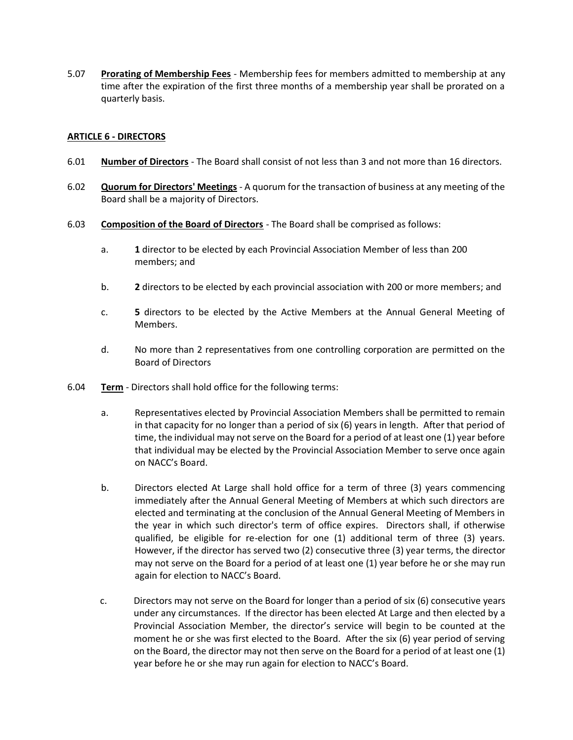5.07 **Prorating of Membership Fees** - Membership fees for members admitted to membership at any time after the expiration of the first three months of a membership year shall be prorated on a quarterly basis.

**ARTICLE 6 - DIRECTORS**

6.01 **Number of Directors** - The Board shall consist of not less than 3 and not more than 16 directors.

6.02 **Quorum for Directors' Meetings** - A quorum for the transaction of business at any meeting of the Board shall be a majority of Directors.

6.03 **Composition of the Board of Directors** - The Board shall be comprised as follows:

a. **1** director to be elected by each Provincial Association Member of less than 200 members; and

b. **2** directors to be elected by each provincial association with 200 or more members; and

c. **5** directors to be elected by the Active Members at the Annual General Meeting of Members.

d. No more than 2 representatives from one controlling corporation are permitted on the Board of Directors

6.04 **Term** - Directors shall hold office for the following terms:

a. Representatives elected by Provincial Association Members shall be permitted to remain in that capacity for no longer than a period of six (6) years in length. After that period of time, the individual may not serve on the Board for a period of at least one (1) year before that individual may be elected by the Provincial Association Member to serve once again on NACC's Board.

b. Directors elected At Large shall hold office for a term of three (3) years commencing immediately after the Annual General Meeting of Members at which such directors are elected and terminating at the conclusion of the Annual General Meeting of Members in the year in which such director's term of office expires. Directors shall, if otherwise qualified, be eligible for re-election for one (1) additional term of three (3) years. However, if the director has served two (2) consecutive three (3) year terms, the director may not serve on the Board for a period of at least one (1) year before he or she may run again for election to NACC's Board.

c. Directors may not serve on the Board for longer than a period of six (6) consecutive years under any circumstances. If the director has been elected At Large and then elected by a Provincial Association Member, the director's service will begin to be counted at the moment he or she was first elected to the Board. After the six (6) year period of serving on the Board, the director may not then serve on the Board for a period of at least one (1) year before he or she may run again for election to NACC's Board.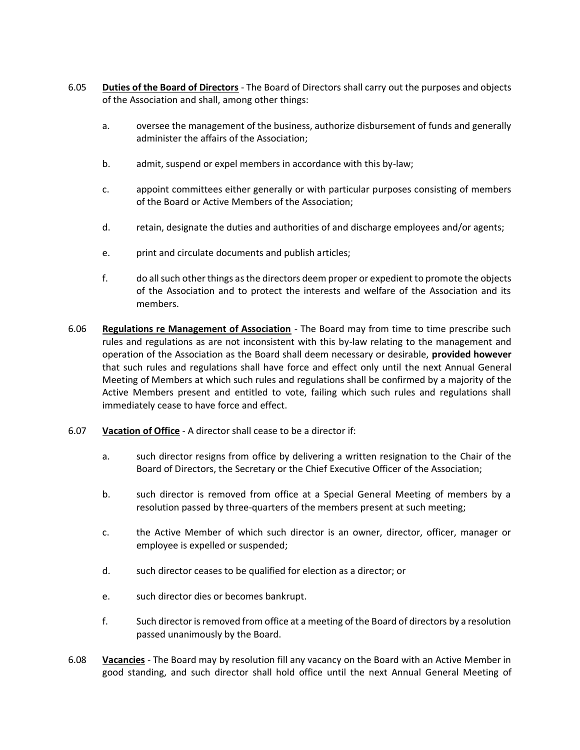6.05 **Duties of the Board of Directors** - The Board of Directors shall carry out the purposes and objects of the Association and shall, among other things:

a. oversee the management of the business, authorize disbursement of funds and generally administer the affairs of the Association;

b. admit, suspend or expel members in accordance with this by-law;

c. appoint committees either generally or with particular purposes consisting of members of the Board or Active Members of the Association;

d. retain, designate the duties and authorities of and discharge employees and/or agents;

e. print and circulate documents and publish articles;

f. do all such other things as the directors deem proper or expedient to promote the objects of the Association and to protect the interests and welfare of the Association and its members.

6.06 **Regulations re Management of Association** - The Board may from time to time prescribe such rules and regulations as are not inconsistent with this by-law relating to the management and operation of the Association as the Board shall deem necessary or desirable, **provided however** that such rules and regulations shall have force and effect only until the next Annual General Meeting of Members at which such rules and regulations shall be confirmed by a majority of the Active Members present and entitled to vote, failing which such rules and regulations shall immediately cease to have force and effect.

6.07 **Vacation of Office** - A director shall cease to be a director if:

a. such director resigns from office by delivering a written resignation to the Chair of the Board of Directors, the Secretary or the Chief Executive Officer of the Association;

b. such director is removed from office at a Special General Meeting of members by a resolution passed by three-quarters of the members present at such meeting;

c. the Active Member of which such director is an owner, director, officer, manager or employee is expelled or suspended;

d. such director ceases to be qualified for election as a director; or

e. such director dies or becomes bankrupt.

f. Such director is removed from office at a meeting of the Board of directors by a resolution passed unanimously by the Board.

6.08 **Vacancies** - The Board may by resolution fill any vacancy on the Board with an Active Member in good standing, and such director shall hold office until the next Annual General Meeting of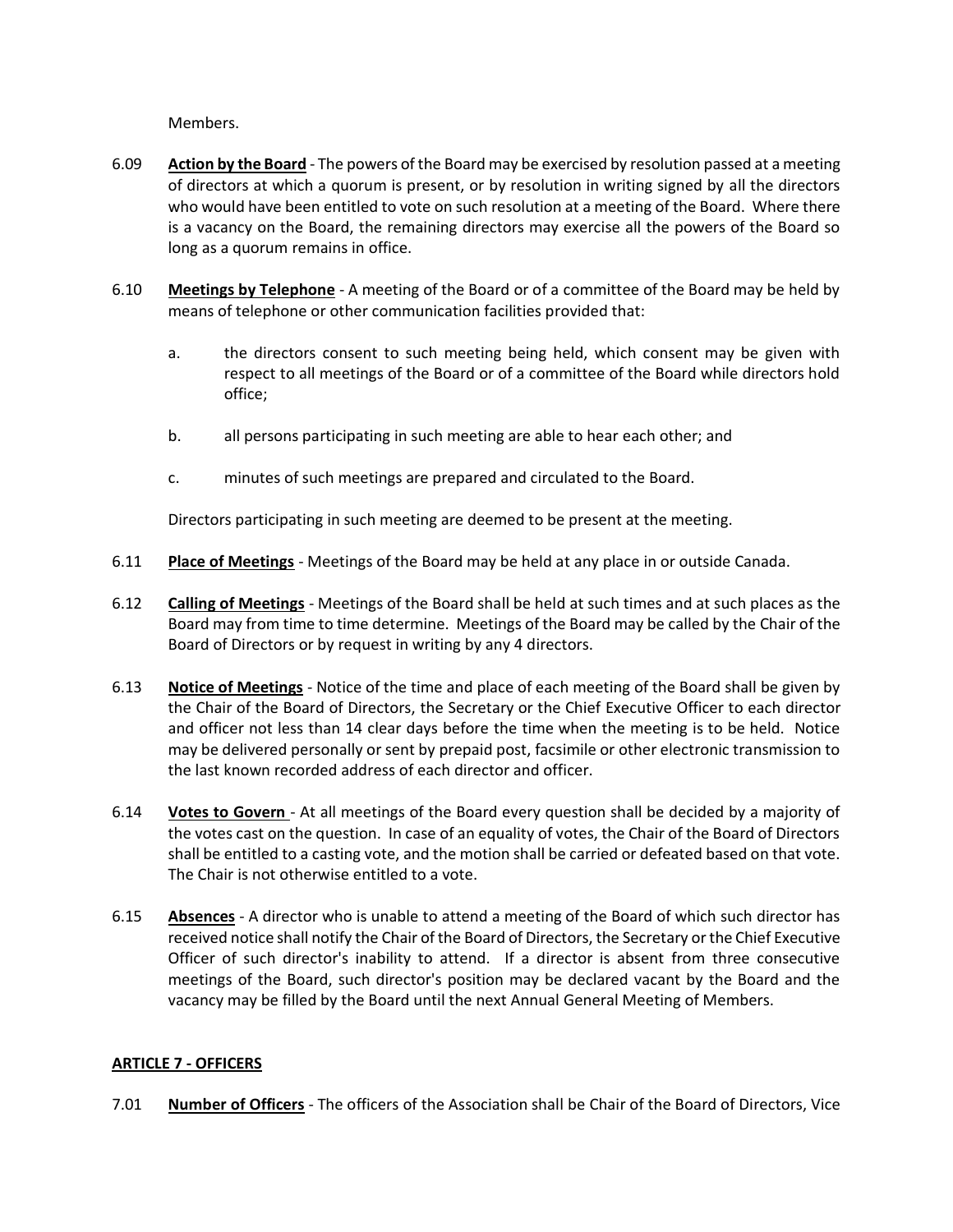Members.

6.09 **Action by the Board** - The powers of the Board may be exercised by resolution passed at a meeting of directors at which a quorum is present, or by resolution in writing signed by all the directors who would have been entitled to vote on such resolution at a meeting of the Board. Where there is a vacancy on the Board, the remaining directors may exercise all the powers of the Board so long as a quorum remains in office.

6.10 **Meetings by Telephone** - A meeting of the Board or of a committee of the Board may be held by means of telephone or other communication facilities provided that:

a. the directors consent to such meeting being held, which consent may be given with respect to all meetings of the Board or of a committee of the Board while directors hold office;

b. all persons participating in such meeting are able to hear each other; and

c. minutes of such meetings are prepared and circulated to the Board.

Directors participating in such meeting are deemed to be present at the meeting.

6.11 **Place of Meetings** - Meetings of the Board may be held at any place in or outside Canada.

6.12 **Calling of Meetings** - Meetings of the Board shall be held at such times and at such places as the Board may from time to time determine. Meetings of the Board may be called by the Chair of the Board of Directors or by request in writing by any 4 directors.

6.13 **Notice of Meetings** - Notice of the time and place of each meeting of the Board shall be given by the Chair of the Board of Directors, the Secretary or the Chief Executive Officer to each director and officer not less than 14 clear days before the time when the meeting is to be held. Notice may be delivered personally or sent by prepaid post, facsimile or other electronic transmission to the last known recorded address of each director and officer.

6.14 **Votes to Govern** - At all meetings of the Board every question shall be decided by a majority of the votes cast on the question. In case of an equality of votes, the Chair of the Board of Directors shall be entitled to a casting vote, and the motion shall be carried or defeated based on that vote. The Chair is not otherwise entitled to a vote.

6.15 **Absences** - A director who is unable to attend a meeting of the Board of which such director has received notice shall notify the Chair of the Board of Directors, the Secretary or the Chief Executive Officer of such director's inability to attend. If a director is absent from three consecutive meetings of the Board, such director's position may be declared vacant by the Board and the vacancy may be filled by the Board until the next Annual General Meeting of Members.

## ARTICLE 7 - OFFICERS

7.01 **Number of Officers** - The officers of the Association shall be Chair of the Board of Directors, Vice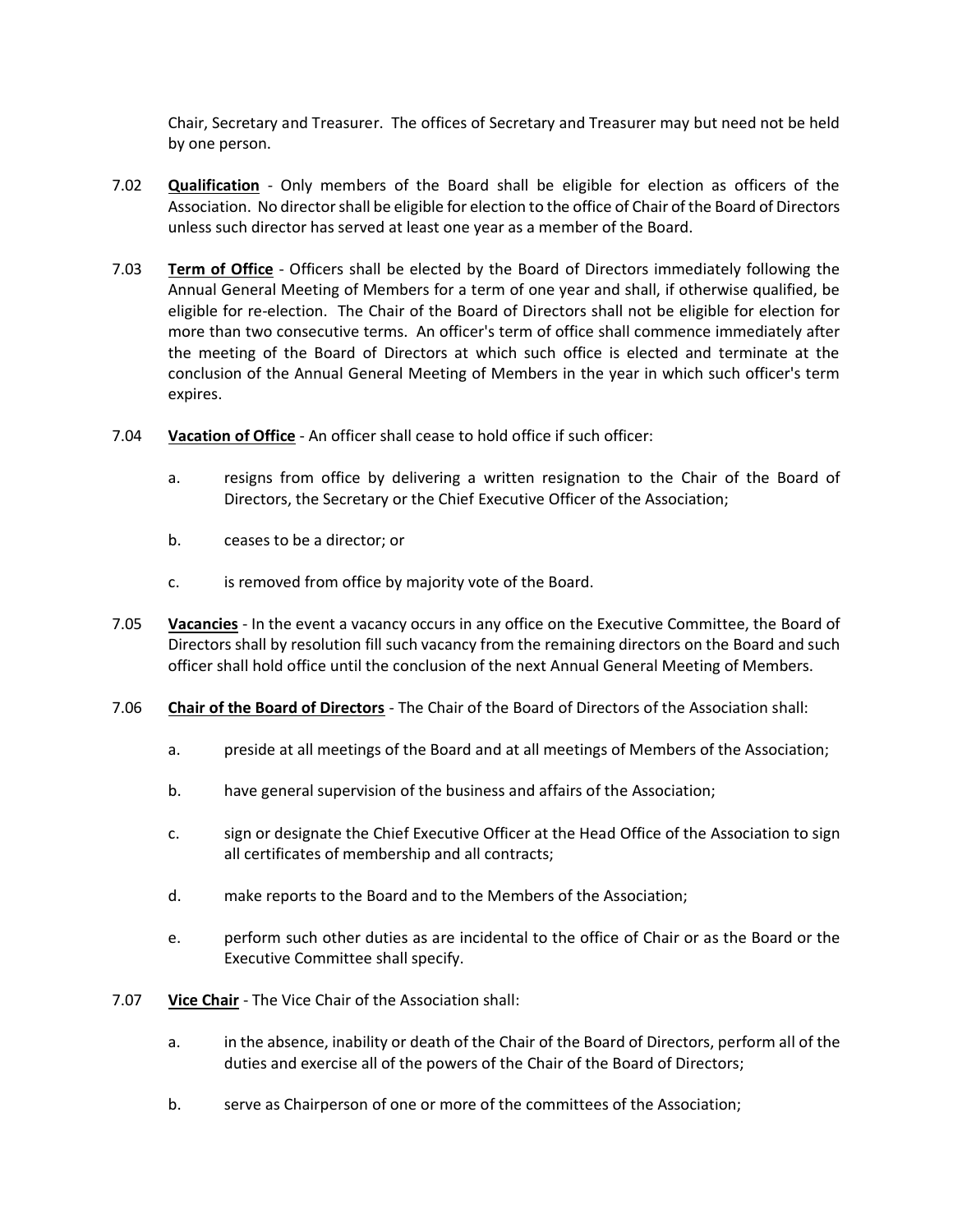Chair, Secretary and Treasurer. The offices of Secretary and Treasurer may but need not be held by one person.

7.02 **Qualification** - Only members of the Board shall be eligible for election as officers of the Association. No director shall be eligible for election to the office of Chair of the Board of Directors unless such director has served at least one year as a member of the Board.

7.03 **Term of Office** - Officers shall be elected by the Board of Directors immediately following the Annual General Meeting of Members for a term of one year and shall, if otherwise qualified, be eligible for re-election. The Chair of the Board of Directors shall not be eligible for election for more than two consecutive terms. An officer's term of office shall commence immediately after the meeting of the Board of Directors at which such office is elected and terminate at the conclusion of the Annual General Meeting of Members in the year in which such officer's term expires.

7.04 **Vacation of Office** - An officer shall cease to hold office if such officer:

a. resigns from office by delivering a written resignation to the Chair of the Board of Directors, the Secretary or the Chief Executive Officer of the Association;

b. ceases to be a director; or

c. is removed from office by majority vote of the Board.

7.05 **Vacancies** - In the event a vacancy occurs in any office on the Executive Committee, the Board of Directors shall by resolution fill such vacancy from the remaining directors on the Board and such officer shall hold office until the conclusion of the next Annual General Meeting of Members.

7.06 **Chair of the Board of Directors** - The Chair of the Board of Directors of the Association shall:

a. preside at all meetings of the Board and at all meetings of Members of the Association;

b. have general supervision of the business and affairs of the Association;

c. sign or designate the Chief Executive Officer at the Head Office of the Association to sign all certificates of membership and all contracts;

d. make reports to the Board and to the Members of the Association;

e. perform such other duties as are incidental to the office of Chair or as the Board or the Executive Committee shall specify.

7.07 **Vice Chair** - The Vice Chair of the Association shall:

a. in the absence, inability or death of the Chair of the Board of Directors, perform all of the duties and exercise all of the powers of the Chair of the Board of Directors;

b. serve as Chairperson of one or more of the committees of the Association;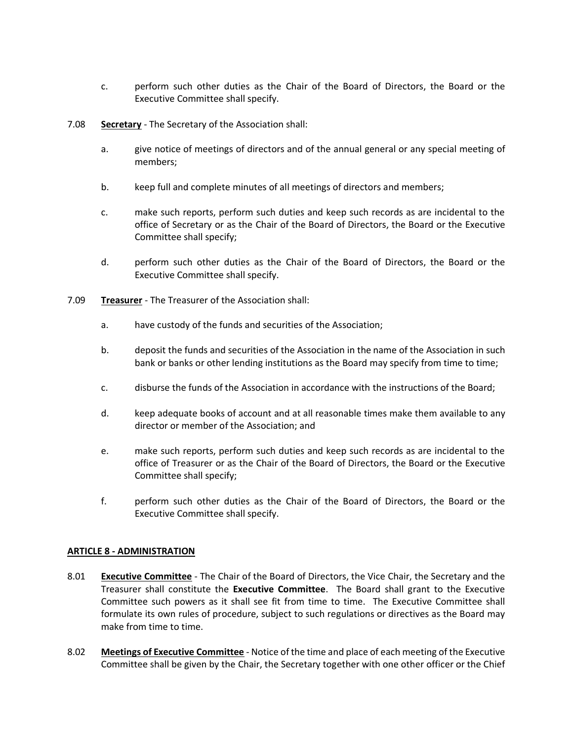c. perform such other duties as the Chair of the Board of Directors, the Board or the Executive Committee shall specify.

7.08 **Secretary** - The Secretary of the Association shall:

a. give notice of meetings of directors and of the annual general or any special meeting of members;

b. keep full and complete minutes of all meetings of directors and members;

c. make such reports, perform such duties and keep such records as are incidental to the office of Secretary or as the Chair of the Board of Directors, the Board or the Executive Committee shall specify;

d. perform such other duties as the Chair of the Board of Directors, the Board or the Executive Committee shall specify.

7.09 **Treasurer** - The Treasurer of the Association shall:

a. have custody of the funds and securities of the Association;

b. deposit the funds and securities of the Association in the name of the Association in such bank or banks or other lending institutions as the Board may specify from time to time;

c. disburse the funds of the Association in accordance with the instructions of the Board;

d. keep adequate books of account and at all reasonable times make them available to any director or member of the Association; and

e. make such reports, perform such duties and keep such records as are incidental to the office of Treasurer or as the Chair of the Board of Directors, the Board or the Executive Committee shall specify;

f. perform such other duties as the Chair of the Board of Directors, the Board or the Executive Committee shall specify.

## ARTICLE 8 - ADMINISTRATION

8.01 **Executive Committee** - The Chair of the Board of Directors, the Vice Chair, the Secretary and the Treasurer shall constitute the **Executive Committee**. The Board shall grant to the Executive Committee such powers as it shall see fit from time to time. The Executive Committee shall formulate its own rules of procedure, subject to such regulations or directives as the Board may make from time to time.

8.02 **Meetings of Executive Committee** - Notice of the time and place of each meeting of the Executive Committee shall be given by the Chair, the Secretary together with one other officer or the Chief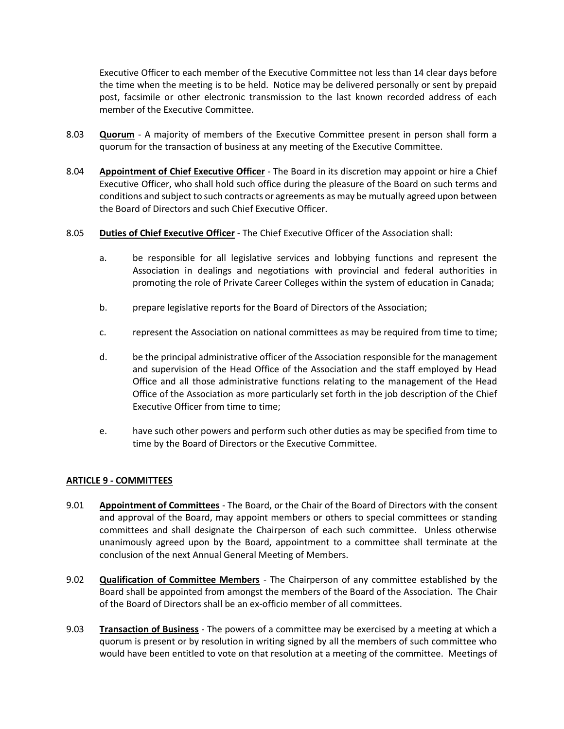Executive Officer to each member of the Executive Committee not less than 14 clear days before the time when the meeting is to be held. Notice may be delivered personally or sent by prepaid post, facsimile or other electronic transmission to the last known recorded address of each member of the Executive Committee.

8.03 **Quorum** - A majority of members of the Executive Committee present in person shall form a quorum for the transaction of business at any meeting of the Executive Committee.

8.04 **Appointment of Chief Executive Officer** - The Board in its discretion may appoint or hire a Chief Executive Officer, who shall hold such office during the pleasure of the Board on such terms and conditions and subject to such contracts or agreements as may be mutually agreed upon between the Board of Directors and such Chief Executive Officer.

8.05 **Duties of Chief Executive Officer** - The Chief Executive Officer of the Association shall:

a. be responsible for all legislative services and lobbying functions and represent the Association in dealings and negotiations with provincial and federal authorities in promoting the role of Private Career Colleges within the system of education in Canada;

b. prepare legislative reports for the Board of Directors of the Association;

c. represent the Association on national committees as may be required from time to time;

d. be the principal administrative officer of the Association responsible for the management and supervision of the Head Office of the Association and the staff employed by Head Office and all those administrative functions relating to the management of the Head Office of the Association as more particularly set forth in the job description of the Chief Executive Officer from time to time;

e. have such other powers and perform such other duties as may be specified from time to time by the Board of Directors or the Executive Committee.

## ARTICLE 9 - COMMITTEES

9.01 **Appointment of Committees** - The Board, or the Chair of the Board of Directors with the consent and approval of the Board, may appoint members or others to special committees or standing committees and shall designate the Chairperson of each such committee. Unless otherwise unanimously agreed upon by the Board, appointment to a committee shall terminate at the conclusion of the next Annual General Meeting of Members.

9.02 **Qualification of Committee Members** - The Chairperson of any committee established by the Board shall be appointed from amongst the members of the Board of the Association. The Chair of the Board of Directors shall be an ex-officio member of all committees.

9.03 **Transaction of Business** - The powers of a committee may be exercised by a meeting at which a quorum is present or by resolution in writing signed by all the members of such committee who would have been entitled to vote on that resolution at a meeting of the committee. Meetings of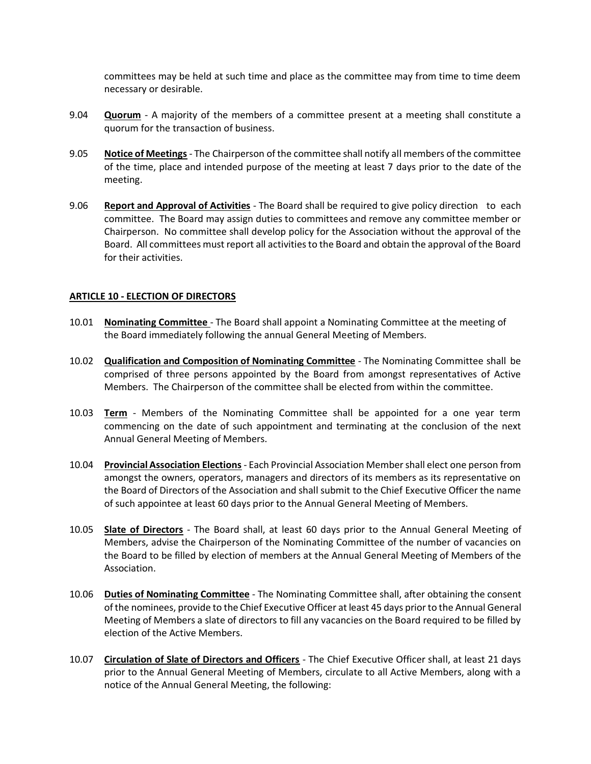committees may be held at such time and place as the committee may from time to time deem necessary or desirable.

9.04 **Quorum** - A majority of the members of a committee present at a meeting shall constitute a quorum for the transaction of business.

9.05 **Notice of Meetings** - The Chairperson of the committee shall notify all members of the committee of the time, place and intended purpose of the meeting at least 7 days prior to the date of the meeting.

9.06 **Report and Approval of Activities** - The Board shall be required to give policy direction to each committee. The Board may assign duties to committees and remove any committee member or Chairperson. No committee shall develop policy for the Association without the approval of the Board. All committees must report all activities to the Board and obtain the approval of the Board for their activities.

## ARTICLE 10 - ELECTION OF DIRECTORS

10.01 **Nominating Committee** - The Board shall appoint a Nominating Committee at the meeting of the Board immediately following the annual General Meeting of Members.

10.02 **Qualification and Composition of Nominating Committee** - The Nominating Committee shall be comprised of three persons appointed by the Board from amongst representatives of Active Members. The Chairperson of the committee shall be elected from within the committee.

10.03 **Term** - Members of the Nominating Committee shall be appointed for a one year term commencing on the date of such appointment and terminating at the conclusion of the next Annual General Meeting of Members.

10.04 **Provincial Association Elections** - Each Provincial Association Member shall elect one person from amongst the owners, operators, managers and directors of its members as its representative on the Board of Directors of the Association and shall submit to the Chief Executive Officer the name of such appointee at least 60 days prior to the Annual General Meeting of Members.

10.05 **Slate of Directors** - The Board shall, at least 60 days prior to the Annual General Meeting of Members, advise the Chairperson of the Nominating Committee of the number of vacancies on the Board to be filled by election of members at the Annual General Meeting of Members of the Association.

10.06 **Duties of Nominating Committee** - The Nominating Committee shall, after obtaining the consent of the nominees, provide to the Chief Executive Officer at least 45 days prior to the Annual General Meeting of Members a slate of directors to fill any vacancies on the Board required to be filled by election of the Active Members.

10.07 **Circulation of Slate of Directors and Officers** - The Chief Executive Officer shall, at least 21 days prior to the Annual General Meeting of Members, circulate to all Active Members, along with a notice of the Annual General Meeting, the following: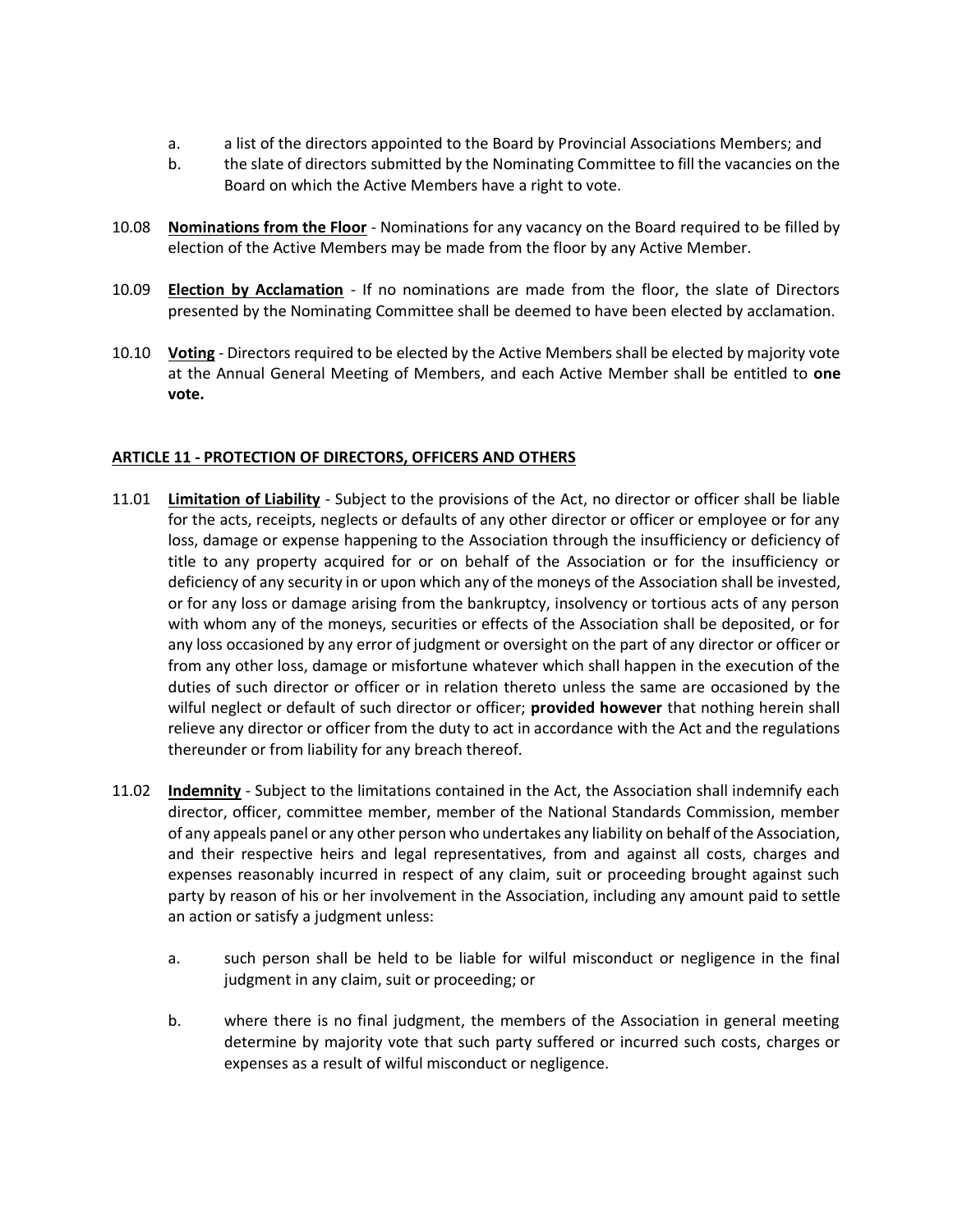a. a list of the directors appointed to the Board by Provincial Associations Members; and
b. the slate of directors submitted by the Nominating Committee to fill the vacancies on the Board on which the Active Members have a right to vote.

10.08 **Nominations from the Floor** - Nominations for any vacancy on the Board required to be filled by election of the Active Members may be made from the floor by any Active Member.

10.09 **Election by Acclamation** - If no nominations are made from the floor, the slate of Directors presented by the Nominating Committee shall be deemed to have been elected by acclamation.

10.10 **Voting** - Directors required to be elected by the Active Members shall be elected by majority vote at the Annual General Meeting of Members, and each Active Member shall be entitled to **one vote.**

## ARTICLE 11 - PROTECTION OF DIRECTORS, OFFICERS AND OTHERS

11.01 **Limitation of Liability** - Subject to the provisions of the Act, no director or officer shall be liable for the acts, receipts, neglects or defaults of any other director or officer or employee or for any loss, damage or expense happening to the Association through the insufficiency or deficiency of title to any property acquired for or on behalf of the Association or for the insufficiency or deficiency of any security in or upon which any of the moneys of the Association shall be invested, or for any loss or damage arising from the bankruptcy, insolvency or tortious acts of any person with whom any of the moneys, securities or effects of the Association shall be deposited, or for any loss occasioned by any error of judgment or oversight on the part of any director or officer or from any other loss, damage or misfortune whatever which shall happen in the execution of the duties of such director or officer or in relation thereto unless the same are occasioned by the wilful neglect or default of such director or officer; **provided however** that nothing herein shall relieve any director or officer from the duty to act in accordance with the Act and the regulations thereunder or from liability for any breach thereof.

11.02 **Indemnity** - Subject to the limitations contained in the Act, the Association shall indemnify each director, officer, committee member, member of the National Standards Commission, member of any appeals panel or any other person who undertakes any liability on behalf of the Association, and their respective heirs and legal representatives, from and against all costs, charges and expenses reasonably incurred in respect of any claim, suit or proceeding brought against such party by reason of his or her involvement in the Association, including any amount paid to settle an action or satisfy a judgment unless:

a. such person shall be held to be liable for wilful misconduct or negligence in the final judgment in any claim, suit or proceeding; or

b. where there is no final judgment, the members of the Association in general meeting determine by majority vote that such party suffered or incurred such costs, charges or expenses as a result of wilful misconduct or negligence.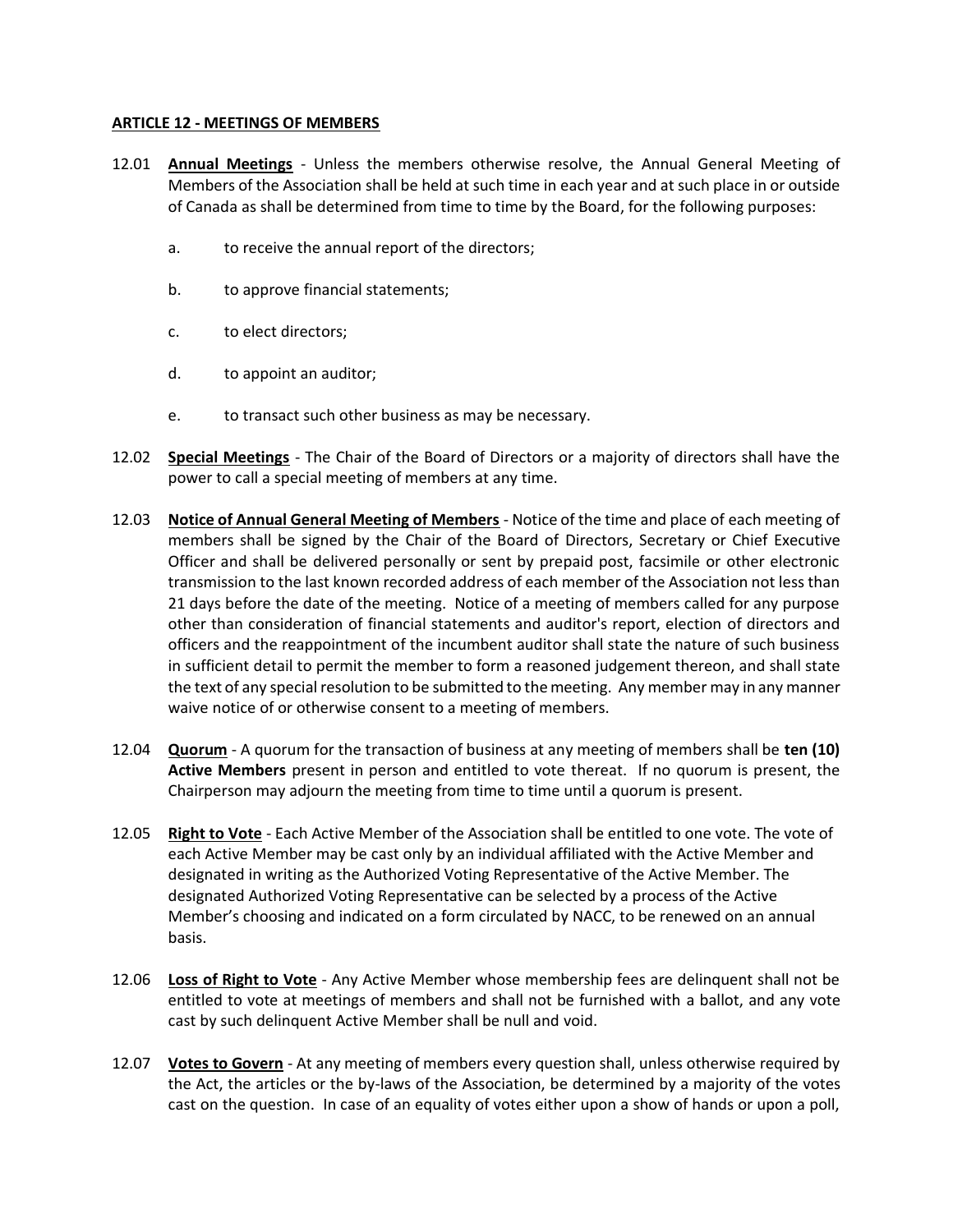**ARTICLE 12 - MEETINGS OF MEMBERS**

12.01 **Annual Meetings** - Unless the members otherwise resolve, the Annual General Meeting of Members of the Association shall be held at such time in each year and at such place in or outside of Canada as shall be determined from time to time by the Board, for the following purposes:

a. to receive the annual report of the directors;

b. to approve financial statements;

c. to elect directors;

d. to appoint an auditor;

e. to transact such other business as may be necessary.

12.02 **Special Meetings** - The Chair of the Board of Directors or a majority of directors shall have the power to call a special meeting of members at any time.

12.03 **Notice of Annual General Meeting of Members** - Notice of the time and place of each meeting of members shall be signed by the Chair of the Board of Directors, Secretary or Chief Executive Officer and shall be delivered personally or sent by prepaid post, facsimile or other electronic transmission to the last known recorded address of each member of the Association not less than 21 days before the date of the meeting. Notice of a meeting of members called for any purpose other than consideration of financial statements and auditor's report, election of directors and officers and the reappointment of the incumbent auditor shall state the nature of such business in sufficient detail to permit the member to form a reasoned judgement thereon, and shall state the text of any special resolution to be submitted to the meeting. Any member may in any manner waive notice of or otherwise consent to a meeting of members.

12.04 **Quorum** - A quorum for the transaction of business at any meeting of members shall be **ten (10) Active Members** present in person and entitled to vote thereat. If no quorum is present, the Chairperson may adjourn the meeting from time to time until a quorum is present.

12.05 **Right to Vote** - Each Active Member of the Association shall be entitled to one vote. The vote of each Active Member may be cast only by an individual affiliated with the Active Member and designated in writing as the Authorized Voting Representative of the Active Member. The designated Authorized Voting Representative can be selected by a process of the Active Member's choosing and indicated on a form circulated by NACC, to be renewed on an annual basis.

12.06 **Loss of Right to Vote** - Any Active Member whose membership fees are delinquent shall not be entitled to vote at meetings of members and shall not be furnished with a ballot, and any vote cast by such delinquent Active Member shall be null and void.

12.07 **Votes to Govern** - At any meeting of members every question shall, unless otherwise required by the Act, the articles or the by-laws of the Association, be determined by a majority of the votes cast on the question. In case of an equality of votes either upon a show of hands or upon a poll,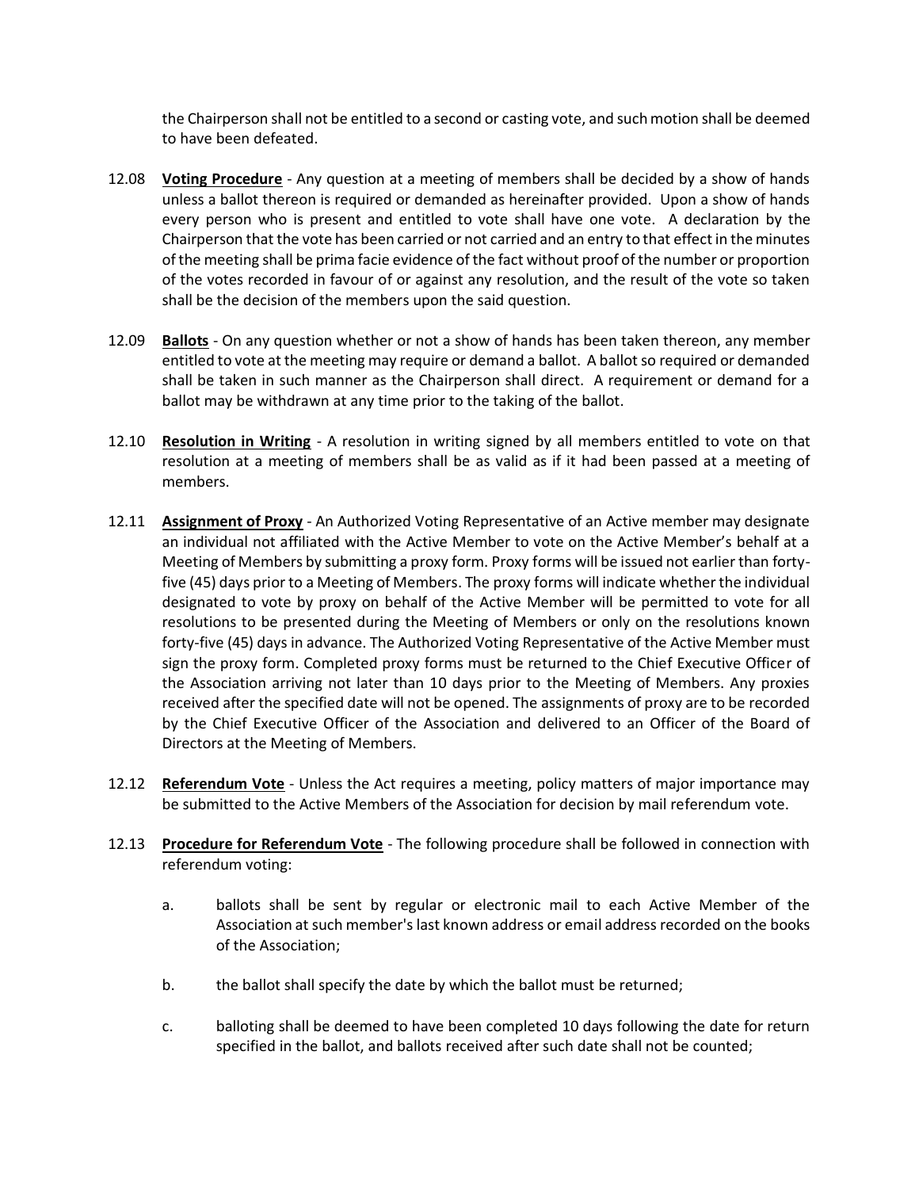the Chairperson shall not be entitled to a second or casting vote, and such motion shall be deemed to have been defeated.

12.08 **Voting Procedure** - Any question at a meeting of members shall be decided by a show of hands unless a ballot thereon is required or demanded as hereinafter provided. Upon a show of hands every person who is present and entitled to vote shall have one vote. A declaration by the Chairperson that the vote has been carried or not carried and an entry to that effect in the minutes of the meeting shall be prima facie evidence of the fact without proof of the number or proportion of the votes recorded in favour of or against any resolution, and the result of the vote so taken shall be the decision of the members upon the said question.

12.09 **Ballots** - On any question whether or not a show of hands has been taken thereon, any member entitled to vote at the meeting may require or demand a ballot. A ballot so required or demanded shall be taken in such manner as the Chairperson shall direct. A requirement or demand for a ballot may be withdrawn at any time prior to the taking of the ballot.

12.10 **Resolution in Writing** - A resolution in writing signed by all members entitled to vote on that resolution at a meeting of members shall be as valid as if it had been passed at a meeting of members.

12.11 **Assignment of Proxy** - An Authorized Voting Representative of an Active member may designate an individual not affiliated with the Active Member to vote on the Active Member's behalf at a Meeting of Members by submitting a proxy form. Proxy forms will be issued not earlier than forty-five (45) days prior to a Meeting of Members. The proxy forms will indicate whether the individual designated to vote by proxy on behalf of the Active Member will be permitted to vote for all resolutions to be presented during the Meeting of Members or only on the resolutions known forty-five (45) days in advance. The Authorized Voting Representative of the Active Member must sign the proxy form. Completed proxy forms must be returned to the Chief Executive Officer of the Association arriving not later than 10 days prior to the Meeting of Members. Any proxies received after the specified date will not be opened. The assignments of proxy are to be recorded by the Chief Executive Officer of the Association and delivered to an Officer of the Board of Directors at the Meeting of Members.

12.12 **Referendum Vote** - Unless the Act requires a meeting, policy matters of major importance may be submitted to the Active Members of the Association for decision by mail referendum vote.

12.13 **Procedure for Referendum Vote** - The following procedure shall be followed in connection with referendum voting:

a. ballots shall be sent by regular or electronic mail to each Active Member of the Association at such member's last known address or email address recorded on the books of the Association;

b. the ballot shall specify the date by which the ballot must be returned;

c. balloting shall be deemed to have been completed 10 days following the date for return specified in the ballot, and ballots received after such date shall not be counted;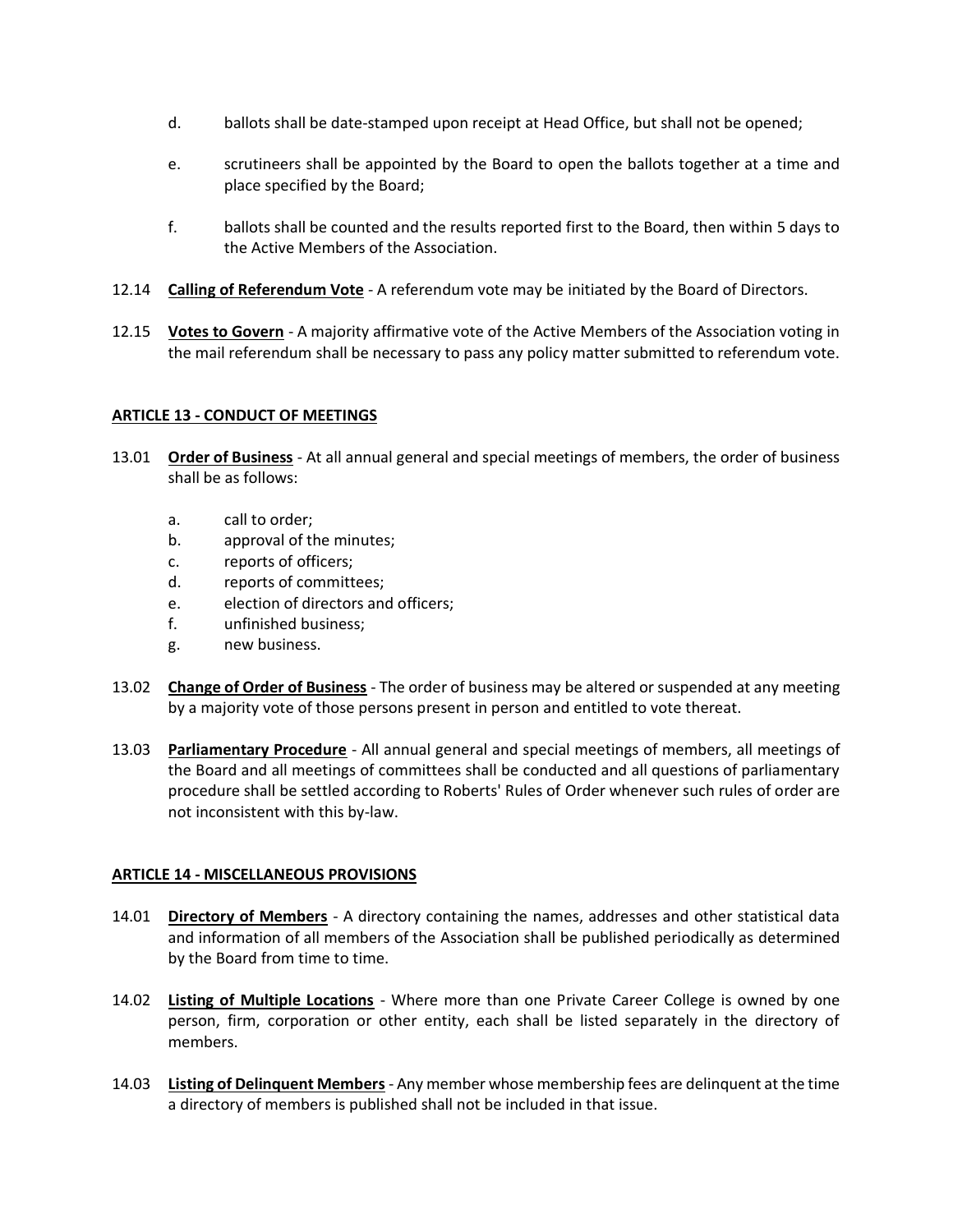d. ballots shall be date-stamped upon receipt at Head Office, but shall not be opened;

e. scrutineers shall be appointed by the Board to open the ballots together at a time and place specified by the Board;

f. ballots shall be counted and the results reported first to the Board, then within 5 days to the Active Members of the Association.

12.14 **Calling of Referendum Vote** - A referendum vote may be initiated by the Board of Directors.

12.15 **Votes to Govern** - A majority affirmative vote of the Active Members of the Association voting in the mail referendum shall be necessary to pass any policy matter submitted to referendum vote.

## ARTICLE 13 - CONDUCT OF MEETINGS

13.01 **Order of Business** - At all annual general and special meetings of members, the order of business shall be as follows:

a. call to order;
b. approval of the minutes;
c. reports of officers;
d. reports of committees;
e. election of directors and officers;
f. unfinished business;
g. new business.

13.02 **Change of Order of Business** - The order of business may be altered or suspended at any meeting by a majority vote of those persons present in person and entitled to vote thereat.

13.03 **Parliamentary Procedure** - All annual general and special meetings of members, all meetings of the Board and all meetings of committees shall be conducted and all questions of parliamentary procedure shall be settled according to Roberts' Rules of Order whenever such rules of order are not inconsistent with this by-law.

## ARTICLE 14 - MISCELLANEOUS PROVISIONS

14.01 **Directory of Members** - A directory containing the names, addresses and other statistical data and information of all members of the Association shall be published periodically as determined by the Board from time to time.

14.02 **Listing of Multiple Locations** - Where more than one Private Career College is owned by one person, firm, corporation or other entity, each shall be listed separately in the directory of members.

14.03 **Listing of Delinquent Members** - Any member whose membership fees are delinquent at the time a directory of members is published shall not be included in that issue.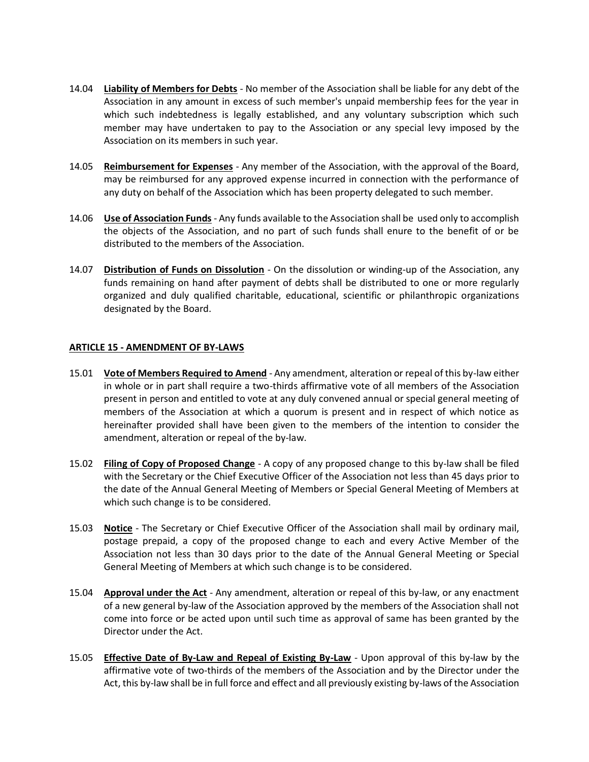14.04 **Liability of Members for Debts** - No member of the Association shall be liable for any debt of the Association in any amount in excess of such member's unpaid membership fees for the year in which such indebtedness is legally established, and any voluntary subscription which such member may have undertaken to pay to the Association or any special levy imposed by the Association on its members in such year.

14.05 **Reimbursement for Expenses** - Any member of the Association, with the approval of the Board, may be reimbursed for any approved expense incurred in connection with the performance of any duty on behalf of the Association which has been property delegated to such member.

14.06 **Use of Association Funds** - Any funds available to the Association shall be used only to accomplish the objects of the Association, and no part of such funds shall enure to the benefit of or be distributed to the members of the Association.

14.07 **Distribution of Funds on Dissolution** - On the dissolution or winding-up of the Association, any funds remaining on hand after payment of debts shall be distributed to one or more regularly organized and duly qualified charitable, educational, scientific or philanthropic organizations designated by the Board.

## ARTICLE 15 - AMENDMENT OF BY-LAWS

15.01 **Vote of Members Required to Amend** - Any amendment, alteration or repeal of this by-law either in whole or in part shall require a two-thirds affirmative vote of all members of the Association present in person and entitled to vote at any duly convened annual or special general meeting of members of the Association at which a quorum is present and in respect of which notice as hereinafter provided shall have been given to the members of the intention to consider the amendment, alteration or repeal of the by-law.

15.02 **Filing of Copy of Proposed Change** - A copy of any proposed change to this by-law shall be filed with the Secretary or the Chief Executive Officer of the Association not less than 45 days prior to the date of the Annual General Meeting of Members or Special General Meeting of Members at which such change is to be considered.

15.03 **Notice** - The Secretary or Chief Executive Officer of the Association shall mail by ordinary mail, postage prepaid, a copy of the proposed change to each and every Active Member of the Association not less than 30 days prior to the date of the Annual General Meeting or Special General Meeting of Members at which such change is to be considered.

15.04 **Approval under the Act** - Any amendment, alteration or repeal of this by-law, or any enactment of a new general by-law of the Association approved by the members of the Association shall not come into force or be acted upon until such time as approval of same has been granted by the Director under the Act.

15.05 **Effective Date of By-Law and Repeal of Existing By-Law** - Upon approval of this by-law by the affirmative vote of two-thirds of the members of the Association and by the Director under the Act, this by-law shall be in full force and effect and all previously existing by-laws of the Association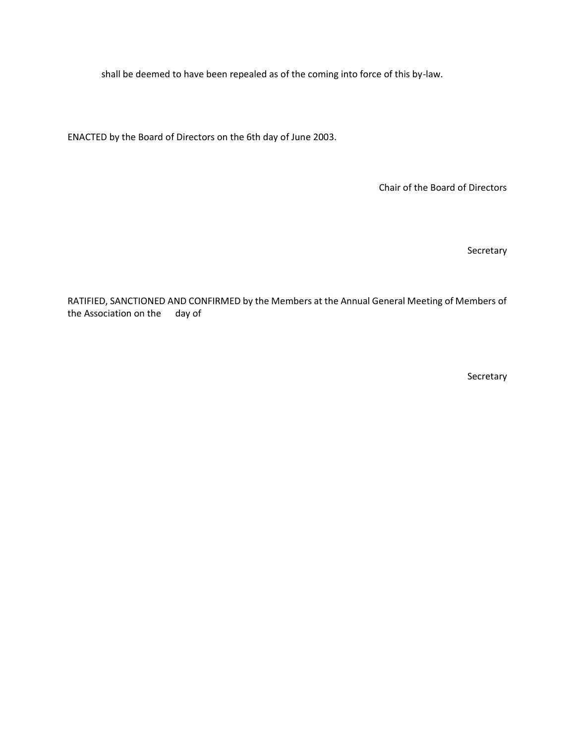shall be deemed to have been repealed as of the coming into force of this by-law.

ENACTED by the Board of Directors on the 6th day of June 2003.

Chair of the Board of Directors

Secretary

RATIFIED, SANCTIONED AND CONFIRMED by the Members at the Annual General Meeting of Members of the Association on the day of

Secretary